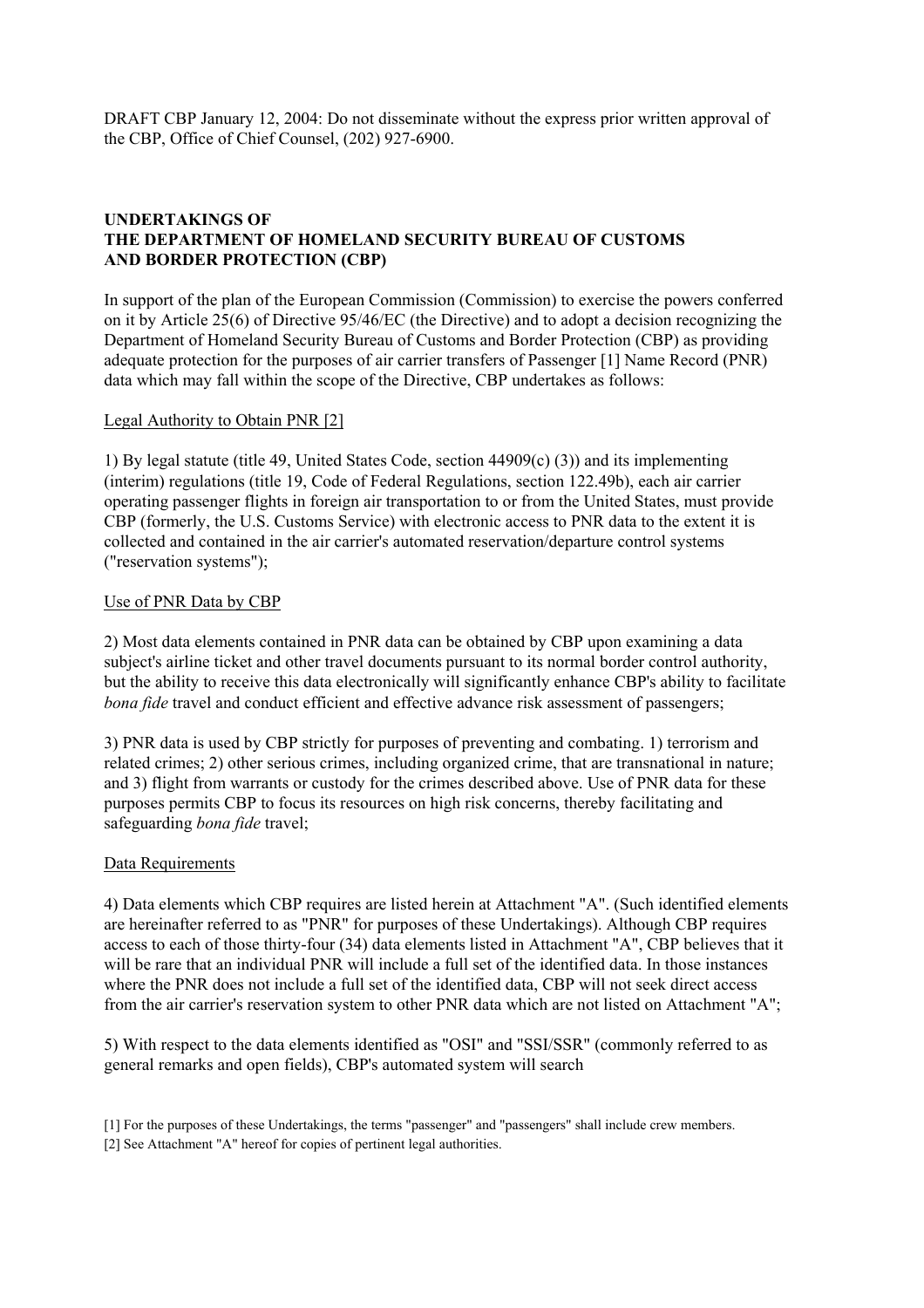DRAFT CBP January 12, 2004: Do not disseminate without the express prior written approval of the CBP, Office of Chief Counsel, (202) 927-6900.

**UNDERTAKINGS OF THE DEPARTMENT OF HOMELAND SECURITY BUREAU OF CUSTOMS AND BORDER PROTECTION (CBP)**

In support of the plan of the European Commission (Commission) to exercise the powers conferred on it by Article 25(6) of Directive 95/46/EC (the Directive) and to adopt a decision recognizing the Department of Homeland Security Bureau of Customs and Border Protection (CBP) as providing adequate protection for the purposes of air carrier transfers of Passenger [1] Name Record (PNR) data which may fall within the scope of the Directive, CBP undertakes as follows:

Legal Authority to Obtain PNR [2]

1) By legal statute (title 49, United States Code, section 44909(c) (3)) and its implementing (interim) regulations (title 19, Code of Federal Regulations, section 122.49b), each air carrier operating passenger flights in foreign air transportation to or from the United States, must provide CBP (formerly, the U.S. Customs Service) with electronic access to PNR data to the extent it is collected and contained in the air carrier's automated reservation/departure control systems ("reservation systems");

Use of PNR Data by CBP

2) Most data elements contained in PNR data can be obtained by CBP upon examining a data subject's airline ticket and other travel documents pursuant to its normal border control authority, but the ability to receive this data electronically will significantly enhance CBP's ability to facilitate *bona fide* travel and conduct efficient and effective advance risk assessment of passengers;

3) PNR data is used by CBP strictly for purposes of preventing and combating. 1) terrorism and related crimes; 2) other serious crimes, including organized crime, that are transnational in nature; and 3) flight from warrants or custody for the crimes described above. Use of PNR data for these purposes permits CBP to focus its resources on high risk concerns, thereby facilitating and safeguarding *bona fide* travel;

Data Requirements

4) Data elements which CBP requires are listed herein at Attachment "A". (Such identified elements are hereinafter referred to as "PNR" for purposes of these Undertakings). Although CBP requires access to each of those thirty-four (34) data elements listed in Attachment "A", CBP believes that it will be rare that an individual PNR will include a full set of the identified data. In those instances where the PNR does not include a full set of the identified data, CBP will not seek direct access from the air carrier's reservation system to other PNR data which are not listed on Attachment "A";

5) With respect to the data elements identified as "OSI" and "SSI/SSR" (commonly referred to as general remarks and open fields), CBP's automated system will search

[1] For the purposes of these Undertakings, the terms "passenger" and "passengers" shall include crew members.

[2] See Attachment "A" hereof for copies of pertinent legal authorities.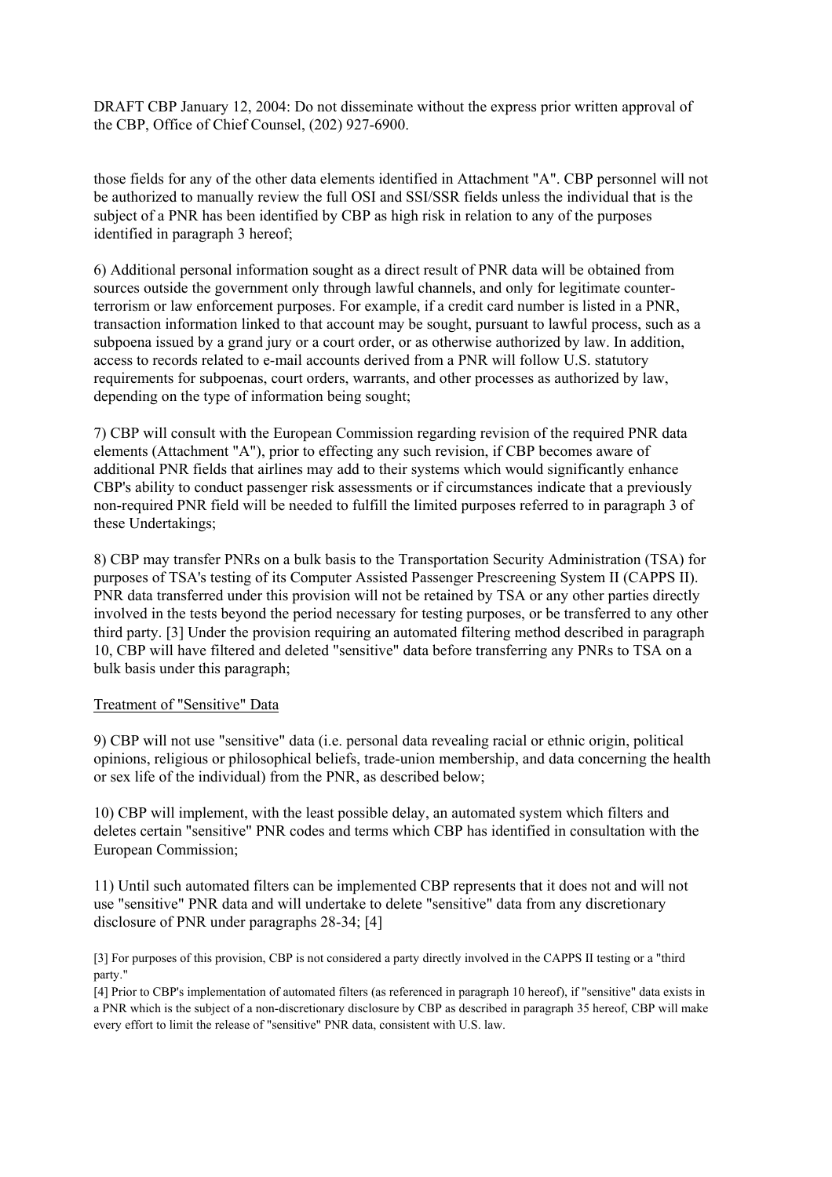DRAFT CBP January 12, 2004: Do not disseminate without the express prior written approval of the CBP, Office of Chief Counsel, (202) 927-6900.

those fields for any of the other data elements identified in Attachment "A". CBP personnel will not be authorized to manually review the full OSI and SSI/SSR fields unless the individual that is the subject of a PNR has been identified by CBP as high risk in relation to any of the purposes identified in paragraph 3 hereof;

6) Additional personal information sought as a direct result of PNR data will be obtained from sources outside the government only through lawful channels, and only for legitimate counter-terrorism or law enforcement purposes. For example, if a credit card number is listed in a PNR, transaction information linked to that account may be sought, pursuant to lawful process, such as a subpoena issued by a grand jury or a court order, or as otherwise authorized by law. In addition, access to records related to e-mail accounts derived from a PNR will follow U.S. statutory requirements for subpoenas, court orders, warrants, and other processes as authorized by law, depending on the type of information being sought;

7) CBP will consult with the European Commission regarding revision of the required PNR data elements (Attachment "A"), prior to effecting any such revision, if CBP becomes aware of additional PNR fields that airlines may add to their systems which would significantly enhance CBP's ability to conduct passenger risk assessments or if circumstances indicate that a previously non-required PNR field will be needed to fulfill the limited purposes referred to in paragraph 3 of these Undertakings;

8) CBP may transfer PNRs on a bulk basis to the Transportation Security Administration (TSA) for purposes of TSA's testing of its Computer Assisted Passenger Prescreening System II (CAPPS II). PNR data transferred under this provision will not be retained by TSA or any other parties directly involved in the tests beyond the period necessary for testing purposes, or be transferred to any other third party. [3] Under the provision requiring an automated filtering method described in paragraph 10, CBP will have filtered and deleted "sensitive" data before transferring any PNRs to TSA on a bulk basis under this paragraph;

Treatment of "Sensitive" Data

9) CBP will not use "sensitive" data (i.e. personal data revealing racial or ethnic origin, political opinions, religious or philosophical beliefs, trade-union membership, and data concerning the health or sex life of the individual) from the PNR, as described below;

10) CBP will implement, with the least possible delay, an automated system which filters and deletes certain "sensitive" PNR codes and terms which CBP has identified in consultation with the European Commission;

11) Until such automated filters can be implemented CBP represents that it does not and will not use "sensitive" PNR data and will undertake to delete "sensitive" data from any discretionary disclosure of PNR under paragraphs 28-34; [4]

[3] For purposes of this provision, CBP is not considered a party directly involved in the CAPPS II testing or a "third party."

[4] Prior to CBP's implementation of automated filters (as referenced in paragraph 10 hereof), if "sensitive" data exists in a PNR which is the subject of a non-discretionary disclosure by CBP as described in paragraph 35 hereof, CBP will make every effort to limit the release of "sensitive" PNR data, consistent with U.S. law.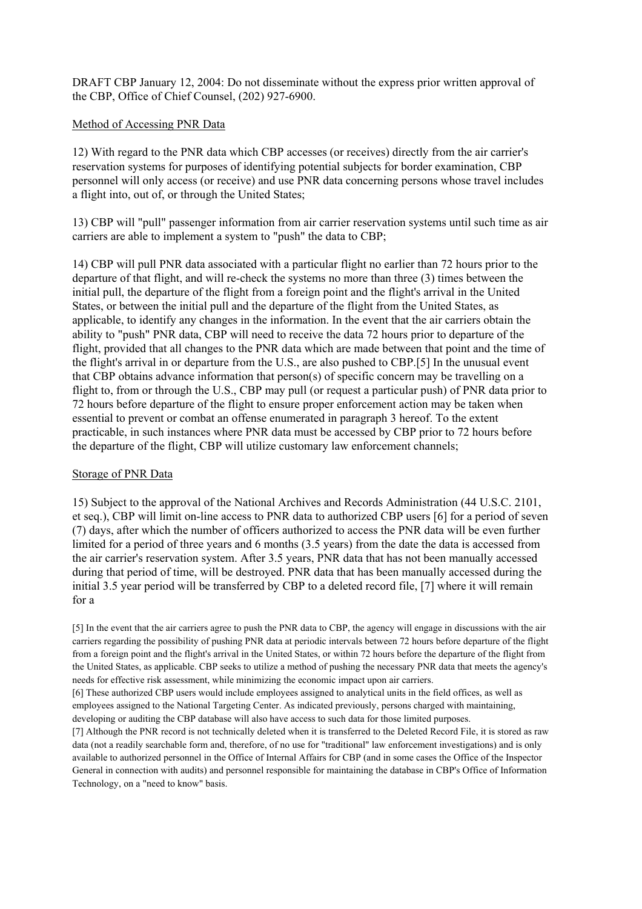DRAFT CBP January 12, 2004: Do not disseminate without the express prior written approval of the CBP, Office of Chief Counsel, (202) 927-6900.

Method of Accessing PNR Data

12) With regard to the PNR data which CBP accesses (or receives) directly from the air carrier's reservation systems for purposes of identifying potential subjects for border examination, CBP personnel will only access (or receive) and use PNR data concerning persons whose travel includes a flight into, out of, or through the United States;

13) CBP will "pull" passenger information from air carrier reservation systems until such time as air carriers are able to implement a system to "push" the data to CBP;

14) CBP will pull PNR data associated with a particular flight no earlier than 72 hours prior to the departure of that flight, and will re-check the systems no more than three (3) times between the initial pull, the departure of the flight from a foreign point and the flight's arrival in the United States, or between the initial pull and the departure of the flight from the United States, as applicable, to identify any changes in the information. In the event that the air carriers obtain the ability to "push" PNR data, CBP will need to receive the data 72 hours prior to departure of the flight, provided that all changes to the PNR data which are made between that point and the time of the flight's arrival in or departure from the U.S., are also pushed to CBP.[5] In the unusual event that CBP obtains advance information that person(s) of specific concern may be travelling on a flight to, from or through the U.S., CBP may pull (or request a particular push) of PNR data prior to 72 hours before departure of the flight to ensure proper enforcement action may be taken when essential to prevent or combat an offense enumerated in paragraph 3 hereof. To the extent practicable, in such instances where PNR data must be accessed by CBP prior to 72 hours before the departure of the flight, CBP will utilize customary law enforcement channels;

Storage of PNR Data

15) Subject to the approval of the National Archives and Records Administration (44 U.S.C. 2101, et seq.), CBP will limit on-line access to PNR data to authorized CBP users [6] for a period of seven (7) days, after which the number of officers authorized to access the PNR data will be even further limited for a period of three years and 6 months (3.5 years) from the date the data is accessed from the air carrier's reservation system. After 3.5 years, PNR data that has not been manually accessed during that period of time, will be destroyed. PNR data that has been manually accessed during the initial 3.5 year period will be transferred by CBP to a deleted record file, [7] where it will remain for a

[5] In the event that the air carriers agree to push the PNR data to CBP, the agency will engage in discussions with the air carriers regarding the possibility of pushing PNR data at periodic intervals between 72 hours before departure of the flight from a foreign point and the flight's arrival in the United States, or within 72 hours before the departure of the flight from the United States, as applicable. CBP seeks to utilize a method of pushing the necessary PNR data that meets the agency's needs for effective risk assessment, while minimizing the economic impact upon air carriers.

[6] These authorized CBP users would include employees assigned to analytical units in the field offices, as well as employees assigned to the National Targeting Center. As indicated previously, persons charged with maintaining, developing or auditing the CBP database will also have access to such data for those limited purposes.

[7] Although the PNR record is not technically deleted when it is transferred to the Deleted Record File, it is stored as raw data (not a readily searchable form and, therefore, of no use for "traditional" law enforcement investigations) and is only available to authorized personnel in the Office of Internal Affairs for CBP (and in some cases the Office of the Inspector General in connection with audits) and personnel responsible for maintaining the database in CBP's Office of Information Technology, on a "need to know" basis.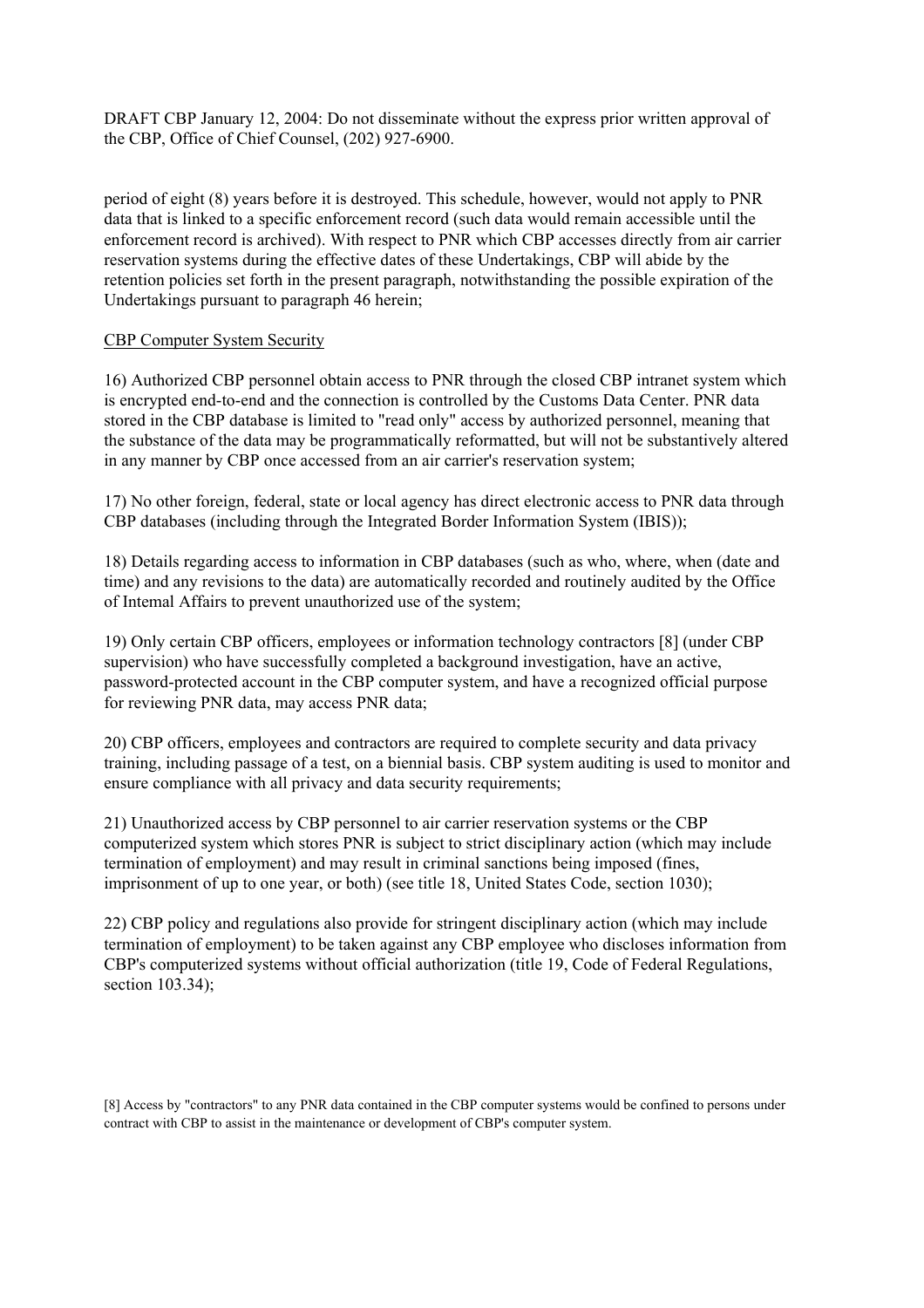DRAFT CBP January 12, 2004: Do not disseminate without the express prior written approval of the CBP, Office of Chief Counsel, (202) 927-6900.

period of eight (8) years before it is destroyed. This schedule, however, would not apply to PNR data that is linked to a specific enforcement record (such data would remain accessible until the enforcement record is archived). With respect to PNR which CBP accesses directly from air carrier reservation systems during the effective dates of these Undertakings, CBP will abide by the retention policies set forth in the present paragraph, notwithstanding the possible expiration of the Undertakings pursuant to paragraph 46 herein;

<u>CBP Computer System Security</u>

16) Authorized CBP personnel obtain access to PNR through the closed CBP intranet system which is encrypted end-to-end and the connection is controlled by the Customs Data Center. PNR data stored in the CBP database is limited to "read only" access by authorized personnel, meaning that the substance of the data may be programmatically reformatted, but will not be substantively altered in any manner by CBP once accessed from an air carrier's reservation system;

17) No other foreign, federal, state or local agency has direct electronic access to PNR data through CBP databases (including through the Integrated Border Information System (IBIS));

18) Details regarding access to information in CBP databases (such as who, where, when (date and time) and any revisions to the data) are automatically recorded and routinely audited by the Office of Intemal Affairs to prevent unauthorized use of the system;

19) Only certain CBP officers, employees or information technology contractors [8] (under CBP supervision) who have successfully completed a background investigation, have an active, password-protected account in the CBP computer system, and have a recognized official purpose for reviewing PNR data, may access PNR data;

20) CBP officers, employees and contractors are required to complete security and data privacy training, including passage of a test, on a biennial basis. CBP system auditing is used to monitor and ensure compliance with all privacy and data security requirements;

21) Unauthorized access by CBP personnel to air carrier reservation systems or the CBP computerized system which stores PNR is subject to strict disciplinary action (which may include termination of employment) and may result in criminal sanctions being imposed (fines, imprisonment of up to one year, or both) (see title 18, United States Code, section 1030);

22) CBP policy and regulations also provide for stringent disciplinary action (which may include termination of employment) to be taken against any CBP employee who discloses information from CBP's computerized systems without official authorization (title 19, Code of Federal Regulations, section 103.34);

[8] Access by "contractors" to any PNR data contained in the CBP computer systems would be confined to persons under contract with CBP to assist in the maintenance or development of CBP's computer system.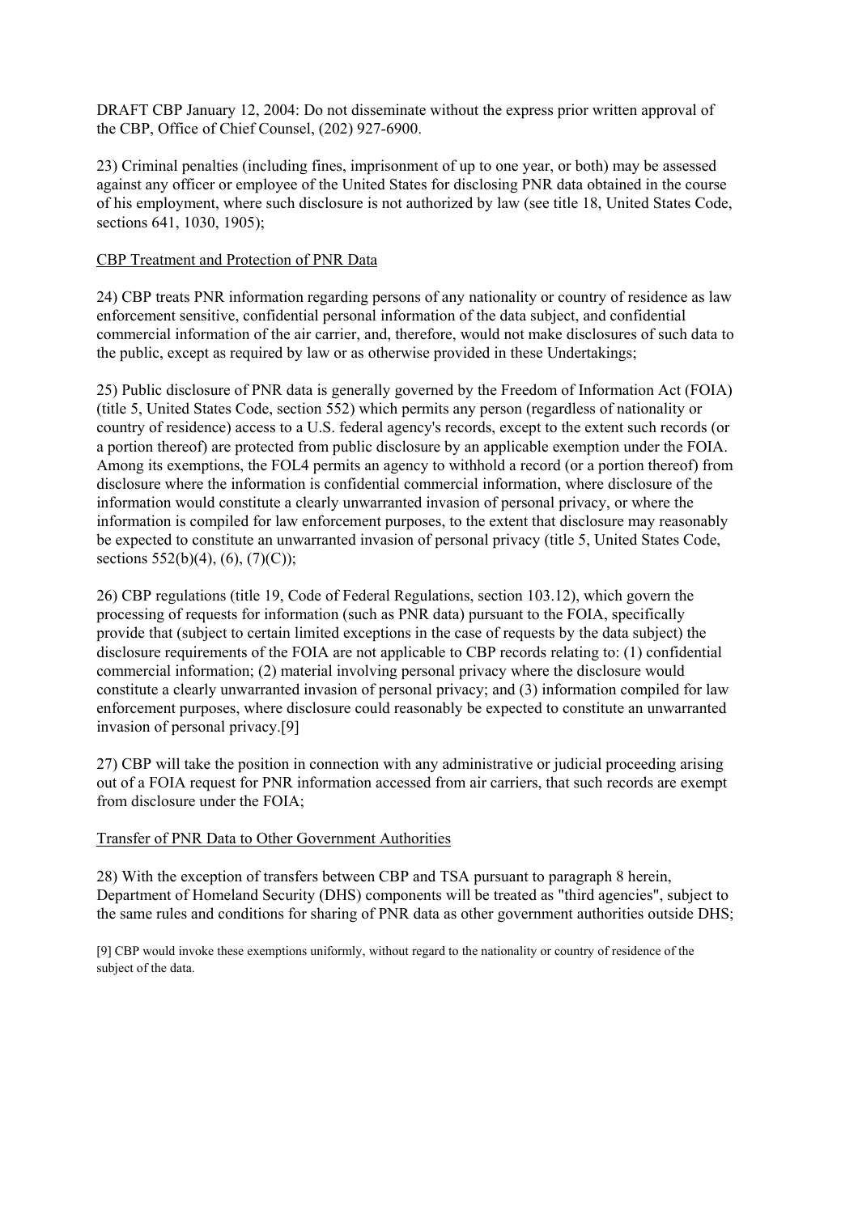DRAFT CBP January 12, 2004: Do not disseminate without the express prior written approval of the CBP, Office of Chief Counsel, (202) 927-6900.

23) Criminal penalties (including fines, imprisonment of up to one year, or both) may be assessed against any officer or employee of the United States for disclosing PNR data obtained in the course of his employment, where such disclosure is not authorized by law (see title 18, United States Code, sections 641, 1030, 1905);

CBP Treatment and Protection of PNR Data

24) CBP treats PNR information regarding persons of any nationality or country of residence as law enforcement sensitive, confidential personal information of the data subject, and confidential commercial information of the air carrier, and, therefore, would not make disclosures of such data to the public, except as required by law or as otherwise provided in these Undertakings;

25) Public disclosure of PNR data is generally governed by the Freedom of Information Act (FOIA) (title 5, United States Code, section 552) which permits any person (regardless of nationality or country of residence) access to a U.S. federal agency's records, except to the extent such records (or a portion thereof) are protected from public disclosure by an applicable exemption under the FOIA. Among its exemptions, the FOL4 permits an agency to withhold a record (or a portion thereof) from disclosure where the information is confidential commercial information, where disclosure of the information would constitute a clearly unwarranted invasion of personal privacy, or where the information is compiled for law enforcement purposes, to the extent that disclosure may reasonably be expected to constitute an unwarranted invasion of personal privacy (title 5, United States Code, sections 552(b)(4), (6), (7)(C));

26) CBP regulations (title 19, Code of Federal Regulations, section 103.12), which govern the processing of requests for information (such as PNR data) pursuant to the FOIA, specifically provide that (subject to certain limited exceptions in the case of requests by the data subject) the disclosure requirements of the FOIA are not applicable to CBP records relating to: (1) confidential commercial information; (2) material involving personal privacy where the disclosure would constitute a clearly unwarranted invasion of personal privacy; and (3) information compiled for law enforcement purposes, where disclosure could reasonably be expected to constitute an unwarranted invasion of personal privacy.[9]

27) CBP will take the position in connection with any administrative or judicial proceeding arising out of a FOIA request for PNR information accessed from air carriers, that such records are exempt from disclosure under the FOIA;

Transfer of PNR Data to Other Government Authorities

28) With the exception of transfers between CBP and TSA pursuant to paragraph 8 herein, Department of Homeland Security (DHS) components will be treated as "third agencies", subject to the same rules and conditions for sharing of PNR data as other government authorities outside DHS;

[9] CBP would invoke these exemptions uniformly, without regard to the nationality or country of residence of the subject of the data.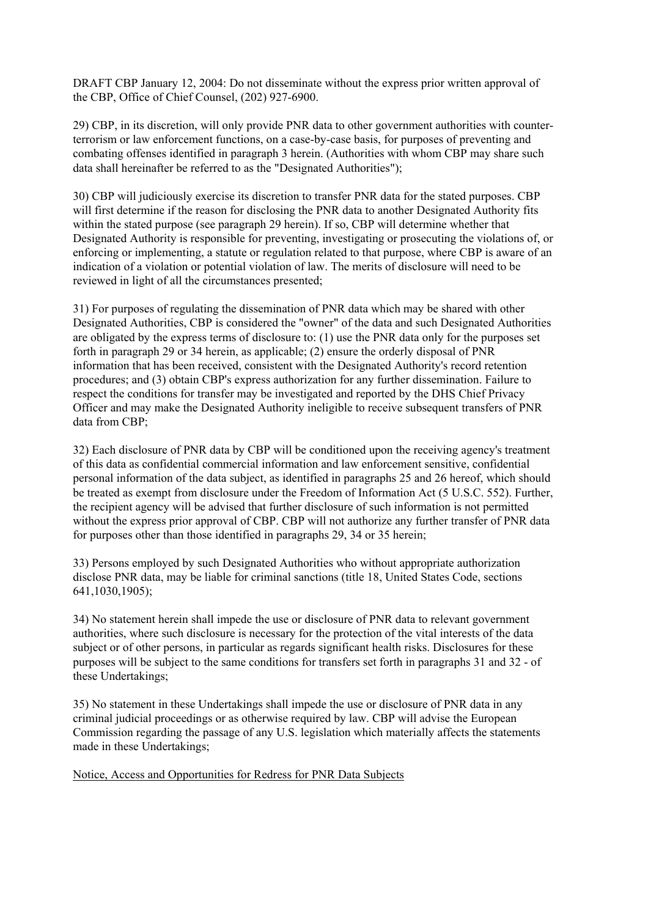DRAFT CBP January 12, 2004: Do not disseminate without the express prior written approval of the CBP, Office of Chief Counsel, (202) 927-6900.

29) CBP, in its discretion, will only provide PNR data to other government authorities with counter-terrorism or law enforcement functions, on a case-by-case basis, for purposes of preventing and combating offenses identified in paragraph 3 herein. (Authorities with whom CBP may share such data shall hereinafter be referred to as the "Designated Authorities");

30) CBP will judiciously exercise its discretion to transfer PNR data for the stated purposes. CBP will first determine if the reason for disclosing the PNR data to another Designated Authority fits within the stated purpose (see paragraph 29 herein). If so, CBP will determine whether that Designated Authority is responsible for preventing, investigating or prosecuting the violations of, or enforcing or implementing, a statute or regulation related to that purpose, where CBP is aware of an indication of a violation or potential violation of law. The merits of disclosure will need to be reviewed in light of all the circumstances presented;

31) For purposes of regulating the dissemination of PNR data which may be shared with other Designated Authorities, CBP is considered the "owner" of the data and such Designated Authorities are obligated by the express terms of disclosure to: (1) use the PNR data only for the purposes set forth in paragraph 29 or 34 herein, as applicable; (2) ensure the orderly disposal of PNR information that has been received, consistent with the Designated Authority's record retention procedures; and (3) obtain CBP's express authorization for any further dissemination. Failure to respect the conditions for transfer may be investigated and reported by the DHS Chief Privacy Officer and may make the Designated Authority ineligible to receive subsequent transfers of PNR data from CBP;

32) Each disclosure of PNR data by CBP will be conditioned upon the receiving agency's treatment of this data as confidential commercial information and law enforcement sensitive, confidential personal information of the data subject, as identified in paragraphs 25 and 26 hereof, which should be treated as exempt from disclosure under the Freedom of Information Act (5 U.S.C. 552). Further, the recipient agency will be advised that further disclosure of such information is not permitted without the express prior approval of CBP. CBP will not authorize any further transfer of PNR data for purposes other than those identified in paragraphs 29, 34 or 35 herein;

33) Persons employed by such Designated Authorities who without appropriate authorization disclose PNR data, may be liable for criminal sanctions (title 18, United States Code, sections 641,1030,1905);

34) No statement herein shall impede the use or disclosure of PNR data to relevant government authorities, where such disclosure is necessary for the protection of the vital interests of the data subject or of other persons, in particular as regards significant health risks. Disclosures for these purposes will be subject to the same conditions for transfers set forth in paragraphs 31 and 32 - of these Undertakings;

35) No statement in these Undertakings shall impede the use or disclosure of PNR data in any criminal judicial proceedings or as otherwise required by law. CBP will advise the European Commission regarding the passage of any U.S. legislation which materially affects the statements made in these Undertakings;

Notice, Access and Opportunities for Redress for PNR Data Subjects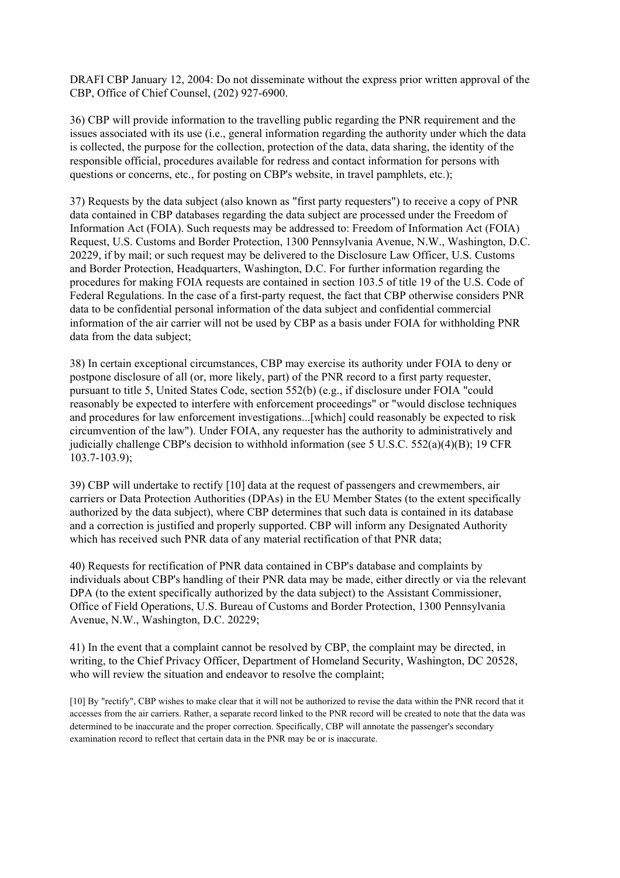DRAFI CBP January 12, 2004: Do not disseminate without the express prior written approval of the CBP, Office of Chief Counsel, (202) 927-6900.

36) CBP will provide information to the travelling public regarding the PNR requirement and the issues associated with its use (i.e., general information regarding the authority under which the data is collected, the purpose for the collection, protection of the data, data sharing, the identity of the responsible official, procedures available for redress and contact information for persons with questions or concerns, etc., for posting on CBP's website, in travel pamphlets, etc.);

37) Requests by the data subject (also known as "first party requesters") to receive a copy of PNR data contained in CBP databases regarding the data subject are processed under the Freedom of Information Act (FOIA). Such requests may be addressed to: Freedom of Information Act (FOIA) Request, U.S. Customs and Border Protection, 1300 Pennsylvania Avenue, N.W., Washington, D.C. 20229, if by mail; or such request may be delivered to the Disclosure Law Officer, U.S. Customs and Border Protection, Headquarters, Washington, D.C. For further information regarding the procedures for making FOIA requests are contained in section 103.5 of title 19 of the U.S. Code of Federal Regulations. In the case of a first-party request, the fact that CBP otherwise considers PNR data to be confidential personal information of the data subject and confidential commercial information of the air carrier will not be used by CBP as a basis under FOIA for withholding PNR data from the data subject;

38) In certain exceptional circumstances, CBP may exercise its authority under FOIA to deny or postpone disclosure of all (or, more likely, part) of the PNR record to a first party requester, pursuant to title 5, United States Code, section 552(b) (e.g., if disclosure under FOIA "could reasonably be expected to interfere with enforcement proceedings" or "would disclose techniques and procedures for law enforcement investigations...[which] could reasonably be expected to risk circumvention of the law"). Under FOIA, any requester has the authority to administratively and judicially challenge CBP's decision to withhold information (see 5 U.S.C. 552(a)(4)(B); 19 CFR 103.7-103.9);

39) CBP will undertake to rectify [10] data at the request of passengers and crewmembers, air carriers or Data Protection Authorities (DPAs) in the EU Member States (to the extent specifically authorized by the data subject), where CBP determines that such data is contained in its database and a correction is justified and properly supported. CBP will inform any Designated Authority which has received such PNR data of any material rectification of that PNR data;

40) Requests for rectification of PNR data contained in CBP's database and complaints by individuals about CBP's handling of their PNR data may be made, either directly or via the relevant DPA (to the extent specifically authorized by the data subject) to the Assistant Commissioner, Office of Field Operations, U.S. Bureau of Customs and Border Protection, 1300 Pennsylvania Avenue, N.W., Washington, D.C. 20229;

41) In the event that a complaint cannot be resolved by CBP, the complaint may be directed, in writing, to the Chief Privacy Officer, Department of Homeland Security, Washington, DC 20528, who will review the situation and endeavor to resolve the complaint;

[10] By "rectify", CBP wishes to make clear that it will not be authorized to revise the data within the PNR record that it accesses from the air carriers. Rather, a separate record linked to the PNR record will be created to note that the data was determined to be inaccurate and the proper correction. Specifically, CBP will annotate the passenger's secondary examination record to reflect that certain data in the PNR may be or is inaccurate.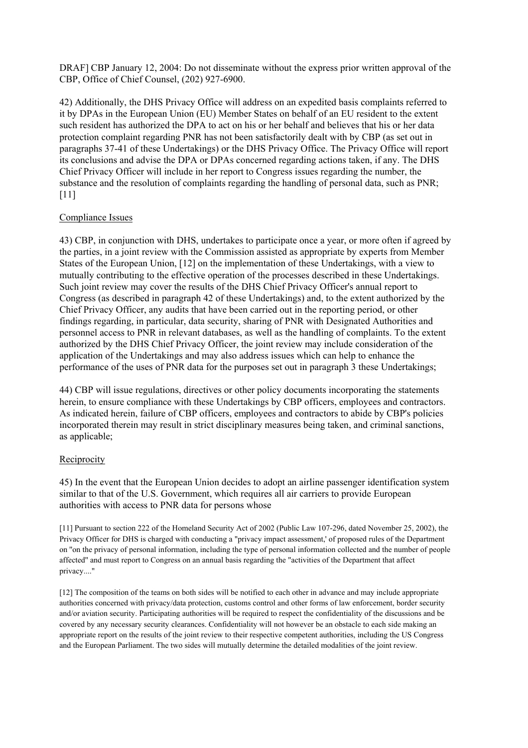DRAF] CBP January 12, 2004: Do not disseminate without the express prior written approval of the CBP, Office of Chief Counsel, (202) 927-6900.

42) Additionally, the DHS Privacy Office will address on an expedited basis complaints referred to it by DPAs in the European Union (EU) Member States on behalf of an EU resident to the extent such resident has authorized the DPA to act on his or her behalf and believes that his or her data protection complaint regarding PNR has not been satisfactorily dealt with by CBP (as set out in paragraphs 37-41 of these Undertakings) or the DHS Privacy Office. The Privacy Office will report its conclusions and advise the DPA or DPAs concerned regarding actions taken, if any. The DHS Chief Privacy Officer will include in her report to Congress issues regarding the number, the substance and the resolution of complaints regarding the handling of personal data, such as PNR; [11]

Compliance Issues

43) CBP, in conjunction with DHS, undertakes to participate once a year, or more often if agreed by the parties, in a joint review with the Commission assisted as appropriate by experts from Member States of the European Union, [12] on the implementation of these Undertakings, with a view to mutually contributing to the effective operation of the processes described in these Undertakings. Such joint review may cover the results of the DHS Chief Privacy Officer's annual report to Congress (as described in paragraph 42 of these Undertakings) and, to the extent authorized by the Chief Privacy Officer, any audits that have been carried out in the reporting period, or other findings regarding, in particular, data security, sharing of PNR with Designated Authorities and personnel access to PNR in relevant databases, as well as the handling of complaints. To the extent authorized by the DHS Chief Privacy Officer, the joint review may include consideration of the application of the Undertakings and may also address issues which can help to enhance the performance of the uses of PNR data for the purposes set out in paragraph 3 these Undertakings;

44) CBP will issue regulations, directives or other policy documents incorporating the statements herein, to ensure compliance with these Undertakings by CBP officers, employees and contractors. As indicated herein, failure of CBP officers, employees and contractors to abide by CBP's policies incorporated therein may result in strict disciplinary measures being taken, and criminal sanctions, as applicable;

Reciprocity

45) In the event that the European Union decides to adopt an airline passenger identification system similar to that of the U.S. Government, which requires all air carriers to provide European authorities with access to PNR data for persons whose

[11] Pursuant to section 222 of the Homeland Security Act of 2002 (Public Law 107-296, dated November 25, 2002), the Privacy Officer for DHS is charged with conducting a "privacy impact assessment,' of proposed rules of the Department on "on the privacy of personal information, including the type of personal information collected and the number of people affected" and must report to Congress on an annual basis regarding the "activities of the Department that affect privacy...."

[12] The composition of the teams on both sides will be notified to each other in advance and may include appropriate authorities concerned with privacy/data protection, customs control and other forms of law enforcement, border security and/or aviation security. Participating authorities will be required to respect the confidentiality of the discussions and be covered by any necessary security clearances. Confidentiality will not however be an obstacle to each side making an appropriate report on the results of the joint review to their respective competent authorities, including the US Congress and the European Parliament. The two sides will mutually determine the detailed modalities of the joint review.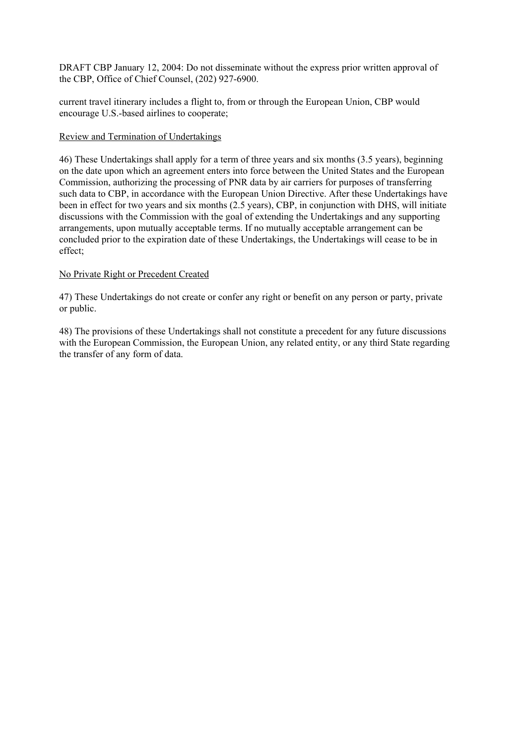DRAFT CBP January 12, 2004: Do not disseminate without the express prior written approval of the CBP, Office of Chief Counsel, (202) 927-6900.

current travel itinerary includes a flight to, from or through the European Union, CBP would encourage U.S.-based airlines to cooperate;

<u>Review and Termination of Undertakings</u>

46) These Undertakings shall apply for a term of three years and six months (3.5 years), beginning on the date upon which an agreement enters into force between the United States and the European Commission, authorizing the processing of PNR data by air carriers for purposes of transferring such data to CBP, in accordance with the European Union Directive. After these Undertakings have been in effect for two years and six months (2.5 years), CBP, in conjunction with DHS, will initiate discussions with the Commission with the goal of extending the Undertakings and any supporting arrangements, upon mutually acceptable terms. If no mutually acceptable arrangement can be concluded prior to the expiration date of these Undertakings, the Undertakings will cease to be in effect;

<u>No Private Right or Precedent Created</u>

47) These Undertakings do not create or confer any right or benefit on any person or party, private or public.

48) The provisions of these Undertakings shall not constitute a precedent for any future discussions with the European Commission, the European Union, any related entity, or any third State regarding the transfer of any form of data.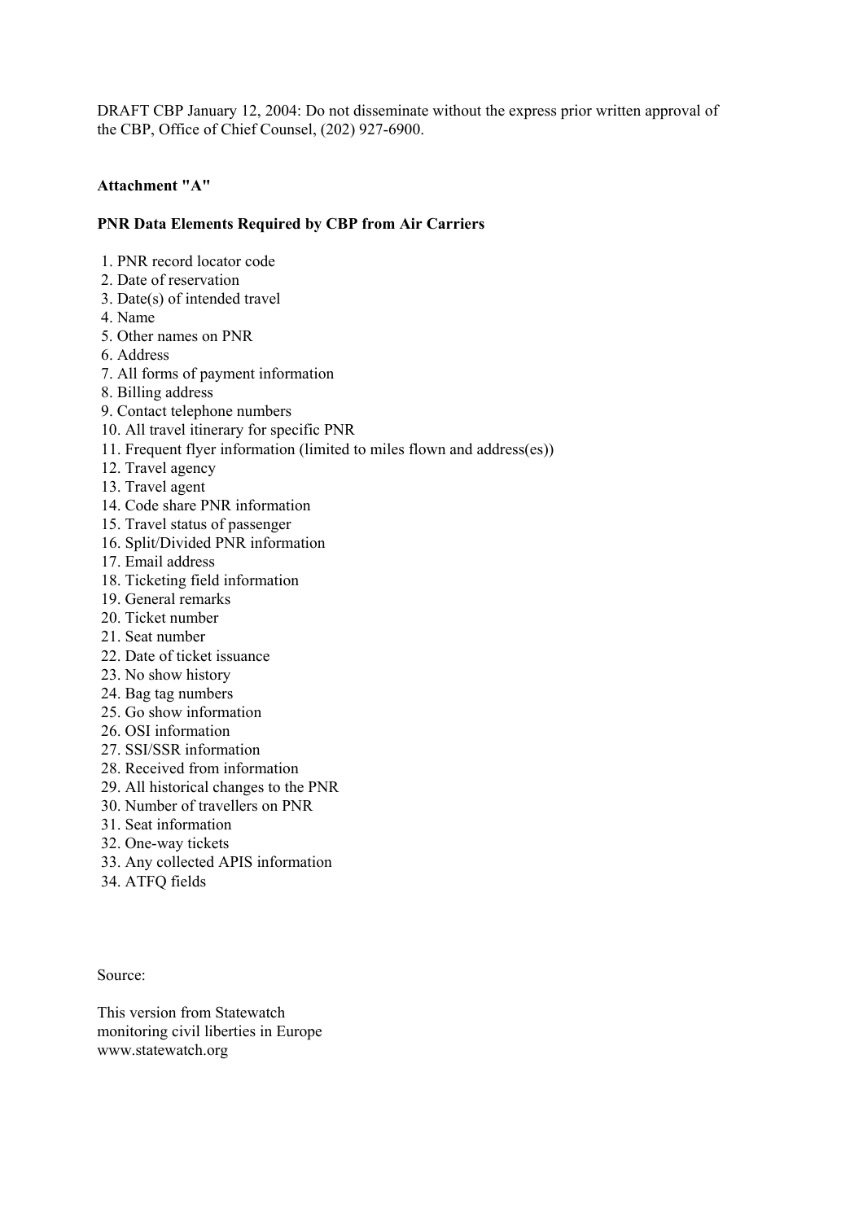DRAFT CBP January 12, 2004: Do not disseminate without the express prior written approval of the CBP, Office of Chief Counsel, (202) 927-6900.

**Attachment "A"**

**PNR Data Elements Required by CBP from Air Carriers**

1. PNR record locator code
2. Date of reservation
3. Date(s) of intended travel
4. Name
5. Other names on PNR
6. Address
7. All forms of payment information
8. Billing address
9. Contact telephone numbers
10. All travel itinerary for specific PNR
11. Frequent flyer information (limited to miles flown and address(es))
12. Travel agency
13. Travel agent
14. Code share PNR information
15. Travel status of passenger
16. Split/Divided PNR information
17. Email address
18. Ticketing field information
19. General remarks
20. Ticket number
21. Seat number
22. Date of ticket issuance
23. No show history
24. Bag tag numbers
25. Go show information
26. OSI information
27. SSI/SSR information
28. Received from information
29. All historical changes to the PNR
30. Number of travellers on PNR
31. Seat information
32. One-way tickets
33. Any collected APIS information
34. ATFQ fields

Source:

This version from Statewatch
monitoring civil liberties in Europe
www.statewatch.org